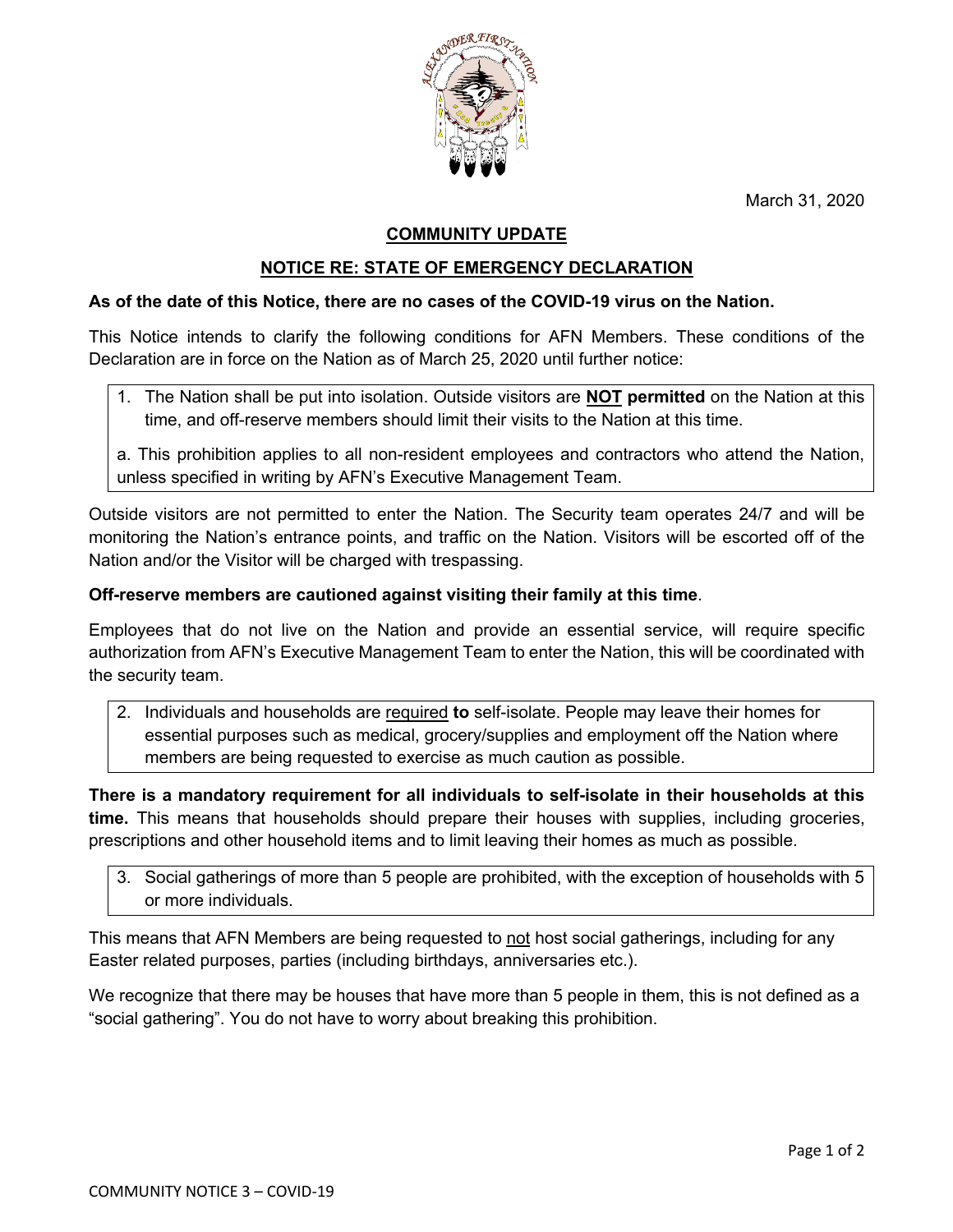March 31, 2020

## COMMUNITY UPDATE

## NOTICE RE: STATE OF EMERGENCY DECLARATION

**As of the date of this Notice, there are no cases of the COVID-19 virus on the Nation.**

This Notice intends to clarify the following conditions for AFN Members. These conditions of the Declaration are in force on the Nation as of March 25, 2020 until further notice:

1. The Nation shall be put into isolation. Outside visitors are **NOT permitted** on the Nation at this time, and off-reserve members should limit their visits to the Nation at this time.

a. This prohibition applies to all non-resident employees and contractors who attend the Nation, unless specified in writing by AFN's Executive Management Team.

Outside visitors are not permitted to enter the Nation. The Security team operates 24/7 and will be monitoring the Nation's entrance points, and traffic on the Nation. Visitors will be escorted off of the Nation and/or the Visitor will be charged with trespassing.

**Off-reserve members are cautioned against visiting their family at this time**.

Employees that do not live on the Nation and provide an essential service, will require specific authorization from AFN's Executive Management Team to enter the Nation, this will be coordinated with the security team.

2. Individuals and households are required **to** self-isolate. People may leave their homes for essential purposes such as medical, grocery/supplies and employment off the Nation where members are being requested to exercise as much caution as possible.

**There is a mandatory requirement for all individuals to self-isolate in their households at this time.** This means that households should prepare their houses with supplies, including groceries, prescriptions and other household items and to limit leaving their homes as much as possible.

3. Social gatherings of more than 5 people are prohibited, with the exception of households with 5 or more individuals.

This means that AFN Members are being requested to not host social gatherings, including for any Easter related purposes, parties (including birthdays, anniversaries etc.).

We recognize that there may be houses that have more than 5 people in them, this is not defined as a "social gathering". You do not have to worry about breaking this prohibition.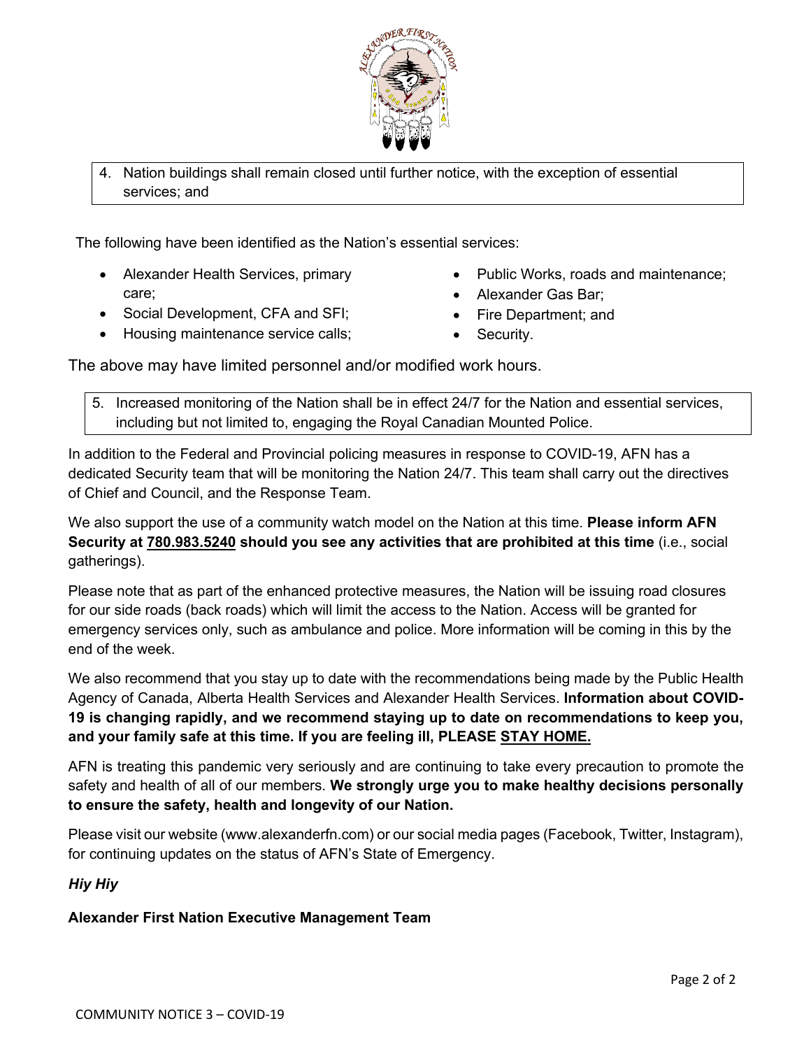4. Nation buildings shall remain closed until further notice, with the exception of essential services; and

The following have been identified as the Nation's essential services:

- Alexander Health Services, primary care;
- Social Development, CFA and SFI;
- Housing maintenance service calls;
- Public Works, roads and maintenance;
- Alexander Gas Bar;
- Fire Department; and
- Security.

The above may have limited personnel and/or modified work hours.

5. Increased monitoring of the Nation shall be in effect 24/7 for the Nation and essential services, including but not limited to, engaging the Royal Canadian Mounted Police.

In addition to the Federal and Provincial policing measures in response to COVID-19, AFN has a dedicated Security team that will be monitoring the Nation 24/7. This team shall carry out the directives of Chief and Council, and the Response Team.

We also support the use of a community watch model on the Nation at this time. **Please inform AFN Security at 780.983.5240 should you see any activities that are prohibited at this time** (i.e., social gatherings).

Please note that as part of the enhanced protective measures, the Nation will be issuing road closures for our side roads (back roads) which will limit the access to the Nation. Access will be granted for emergency services only, such as ambulance and police. More information will be coming in this by the end of the week.

We also recommend that you stay up to date with the recommendations being made by the Public Health Agency of Canada, Alberta Health Services and Alexander Health Services. **Information about COVID-19 is changing rapidly, and we recommend staying up to date on recommendations to keep you, and your family safe at this time. If you are feeling ill, PLEASE STAY HOME.**

AFN is treating this pandemic very seriously and are continuing to take every precaution to promote the safety and health of all of our members. **We strongly urge you to make healthy decisions personally to ensure the safety, health and longevity of our Nation.**

Please visit our website (www.alexanderfn.com) or our social media pages (Facebook, Twitter, Instagram), for continuing updates on the status of AFN's State of Emergency.

***Hiy Hiy***

**Alexander First Nation Executive Management Team**